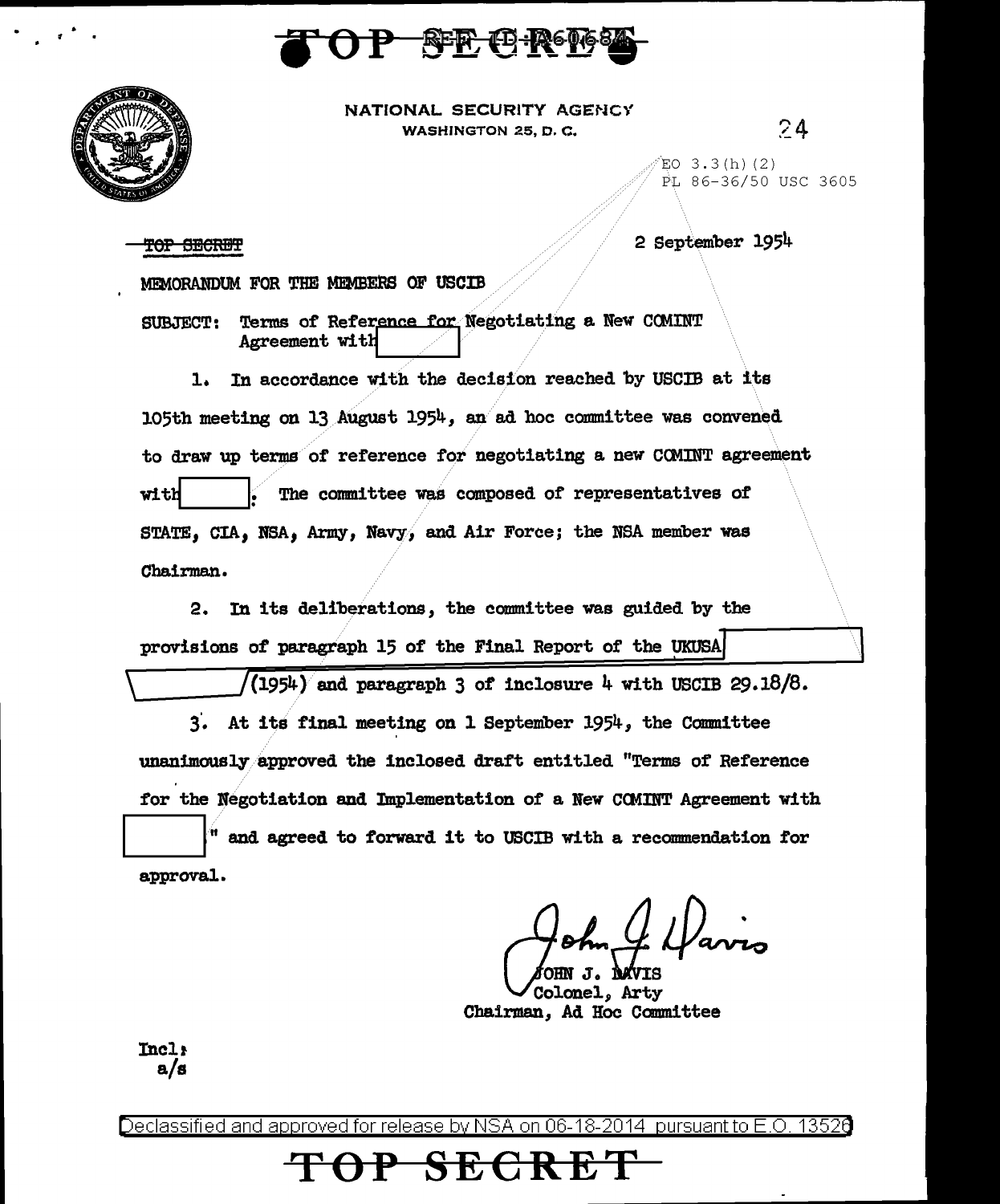TOP SECRET

NATIONAL SECURITY AGENCY
WASHINGTON 25, D. C.

24

EO 3.3(h)(2)
PL 86-36/50 USC 3605

~~TOP SECRET~~

2 September 1954

MEMORANDUM FOR THE MEMBERS OF USCIB

SUBJECT: Terms of Reference for Negotiating a New COMINT Agreement with [redacted]

1. In accordance with the decision reached by USCIB at its 105th meeting on 13 August 1954, an ad hoc committee was convened to draw up terms of reference for negotiating a new COMINT agreement with [redacted]. The committee was composed of representatives of STATE, CIA, NSA, Army, Navy, and Air Force; the NSA member was Chairman.

2. In its deliberations, the committee was guided by the provisions of paragraph 15 of the Final Report of the UKUSA [redacted] (1954) and paragraph 3 of inclosure 4 with USCIB 29.18/8.

3. At its final meeting on 1 September 1954, the Committee unanimously approved the inclosed draft entitled "Terms of Reference for the Negotiation and Implementation of a New COMINT Agreement with [redacted]" and agreed to forward it to USCIB with a recommendation for approval.

JOHN J. DAVIS
Colonel, Arty
Chairman, Ad Hoc Committee

Incl:
a/s

Declassified and approved for release by NSA on 06-18-2014 pursuant to E.O. 13526

TOP SECRET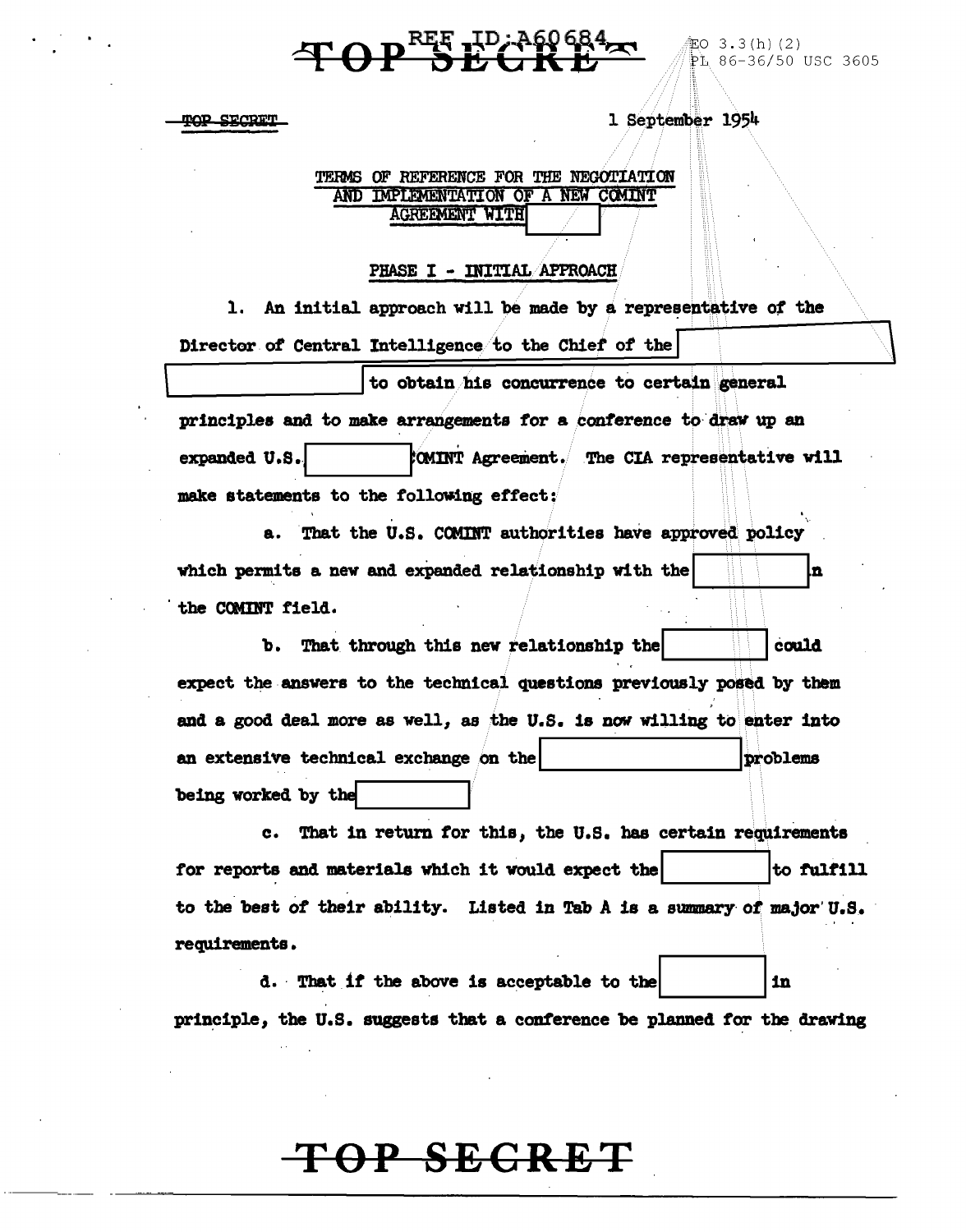TOP SECRET

1 September 1954

TERMS OF REFERENCE FOR THE NEGOTIATION AND IMPLEMENTATION OF A NEW COMINT AGREEMENT WITH [REDACTED]

PHASE I - INITIAL APPROACH

1. An initial approach will be made by a representative of the Director of Central Intelligence to the Chief of the [REDACTED] to obtain his concurrence to certain general principles and to make arrangements for a conference to draw up an expanded U.S. [REDACTED] COMINT Agreement. The CIA representative will make statements to the following effect:

a. That the U.S. COMINT authorities have approved policy which permits a new and expanded relationship with the [REDACTED] in the COMINT field.

b. That through this new relationship the [REDACTED] could expect the answers to the technical questions previously posed by them and a good deal more as well, as the U.S. is now willing to enter into an extensive technical exchange on the [REDACTED] problems being worked by the [REDACTED]

c. That in return for this, the U.S. has certain requirements for reports and materials which it would expect the [REDACTED] to fulfill to the best of their ability. Listed in Tab A is a summary of major U.S. requirements.

d. That if the above is acceptable to the [REDACTED] in principle, the U.S. suggests that a conference be planned for the drawing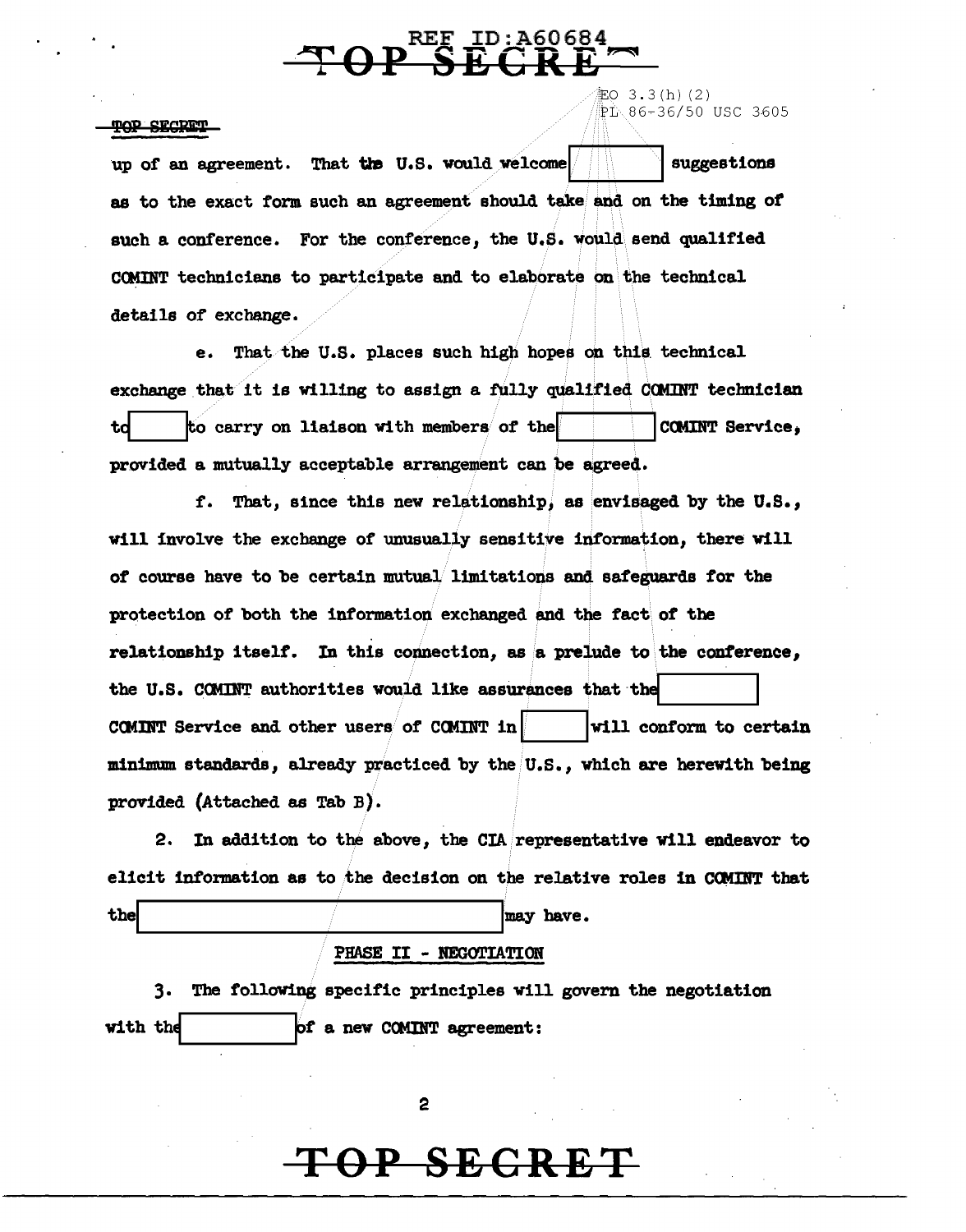TOP SECRET

up of an agreement. That the U.S. would welcome [redacted] suggestions as to the exact form such an agreement should take and on the timing of such a conference. For the conference, the U.S. would send qualified COMINT technicians to participate and to elaborate on the technical details of exchange.

e. That the U.S. places such high hopes on this technical exchange that it is willing to assign a fully qualified COMINT technician to [redacted] to carry on liaison with members of the [redacted] COMINT Service, provided a mutually acceptable arrangement can be agreed.

f. That, since this new relationship, as envisaged by the U.S., will involve the exchange of unusually sensitive information, there will of course have to be certain mutual limitations and safeguards for the protection of both the information exchanged and the fact of the relationship itself. In this connection, as a prelude to the conference, the U.S. COMINT authorities would like assurances that the [redacted] COMINT Service and other users of COMINT in [redacted] will conform to certain minimum standards, already practiced by the U.S., which are herewith being provided (Attached as Tab B).

2. In addition to the above, the CIA representative will endeavor to elicit information as to the decision on the relative roles in COMINT that the [redacted] may have.

PHASE II - NEGOTIATION

3. The following specific principles will govern the negotiation with the [redacted] of a new COMINT agreement:

TOP SECRET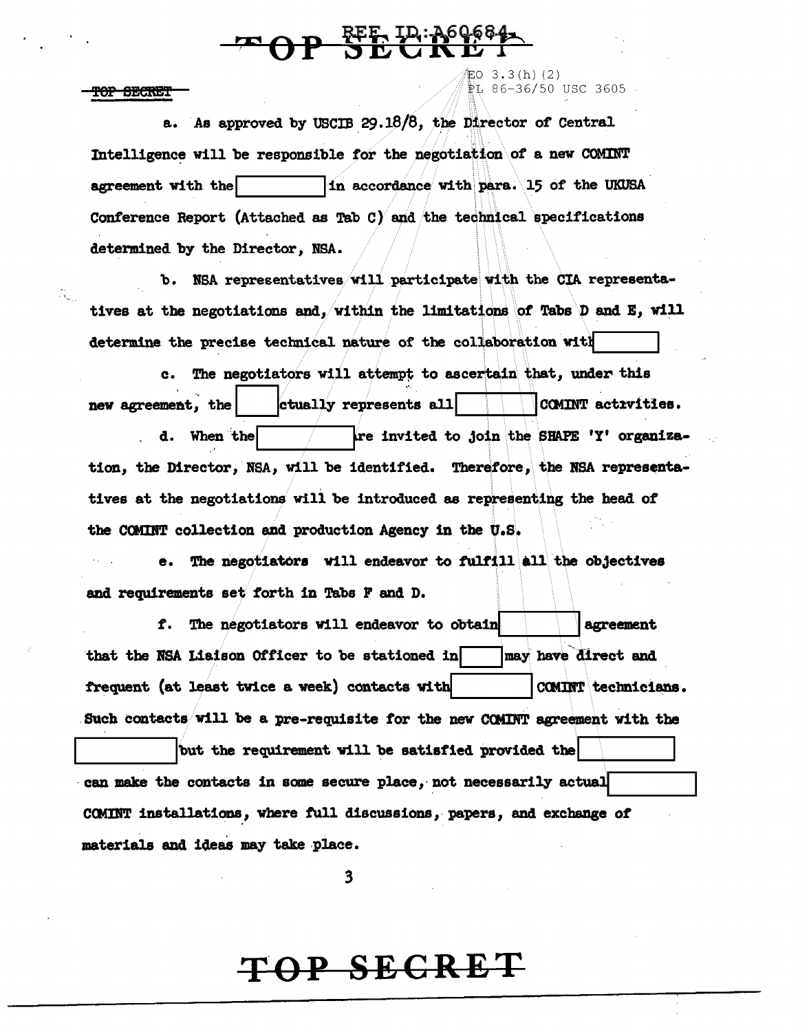a. As approved by USCIB 29.18/8, the Director of Central Intelligence will be responsible for the negotiation of a new COMINT agreement with the [ ] in accordance with para. 15 of the UKUSA Conference Report (Attached as Tab C) and the technical specifications determined by the Director, NSA.

b. NSA representatives will participate with the CIA representatives at the negotiations and, within the limitations of Tabs D and E, will determine the precise technical nature of the collaboration with [ ]

c. The negotiators will attempt to ascertain that, under this new agreement, the [ ] actually represents all [ ] COMINT activities.

d. When the [ ] are invited to join the SHAPE 'Y' organization, the Director, NSA, will be identified. Therefore, the NSA representatives at the negotiations will be introduced as representing the head of the COMINT collection and production Agency in the U.S.

e. The negotiators will endeavor to fulfill all the objectives and requirements set forth in Tabs F and D.

f. The negotiators will endeavor to obtain [ ] agreement that the NSA Liaison Officer to be stationed in [ ] may have direct and frequent (at least twice a week) contacts with [ ] COMINT technicians. Such contacts will be a pre-requisite for the new COMINT agreement with the [ ] but the requirement will be satisfied provided the [ ] can make the contacts in some secure place, not necessarily actual [ ] COMINT installations, where full discussions, papers, and exchange of materials and ideas may take place.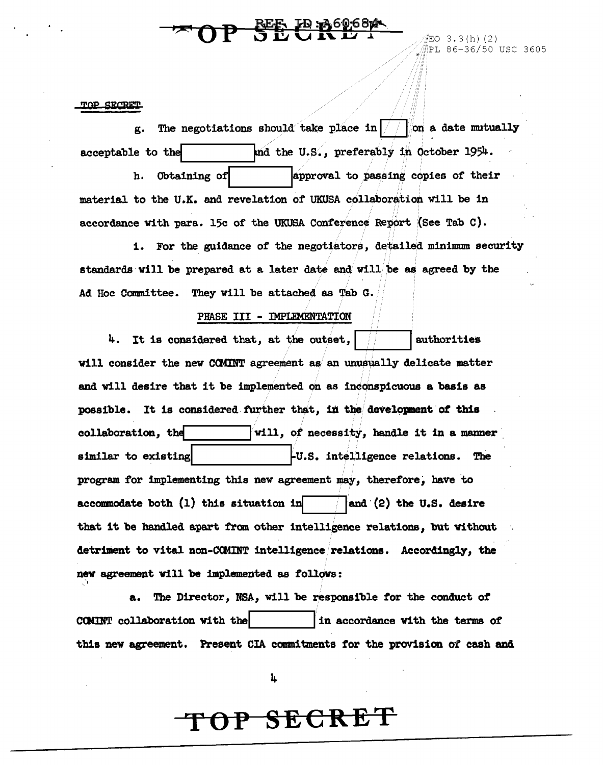TOP SECRET

g. The negotiations should take place in [ ] on a date mutually acceptable to the [ ] and the U.S., preferably in October 1954.

h. Obtaining of [ ] approval to passing copies of their material to the U.K. and revelation of UKUSA collaboration will be in accordance with para. 15c of the UKUSA Conference Report (See Tab C).

i. For the guidance of the negotiators, detailed minimum security standards will be prepared at a later date and will be as agreed by the Ad Hoc Committee. They will be attached as Tab G.

PHASE III - IMPLEMENTATION

4. It is considered that, at the outset, [ ] authorities will consider the new COMINT agreement as an unusually delicate matter and will desire that it be implemented on as inconspicuous a basis as possible. It is considered further that, in the development of this collaboration, the [ ] will, of necessity, handle it in a manner similar to existing [ ]-U.S. intelligence relations. The program for implementing this new agreement may, therefore, have to accommodate both (1) this situation in [ ] and (2) the U.S. desire that it be handled apart from other intelligence relations, but without detriment to vital non-COMINT intelligence relations. Accordingly, the new agreement will be implemented as follows:

a. The Director, NSA, will be responsible for the conduct of COMINT collaboration with the [ ] in accordance with the terms of this new agreement. Present CIA commitments for the provision of cash and

TOP SECRET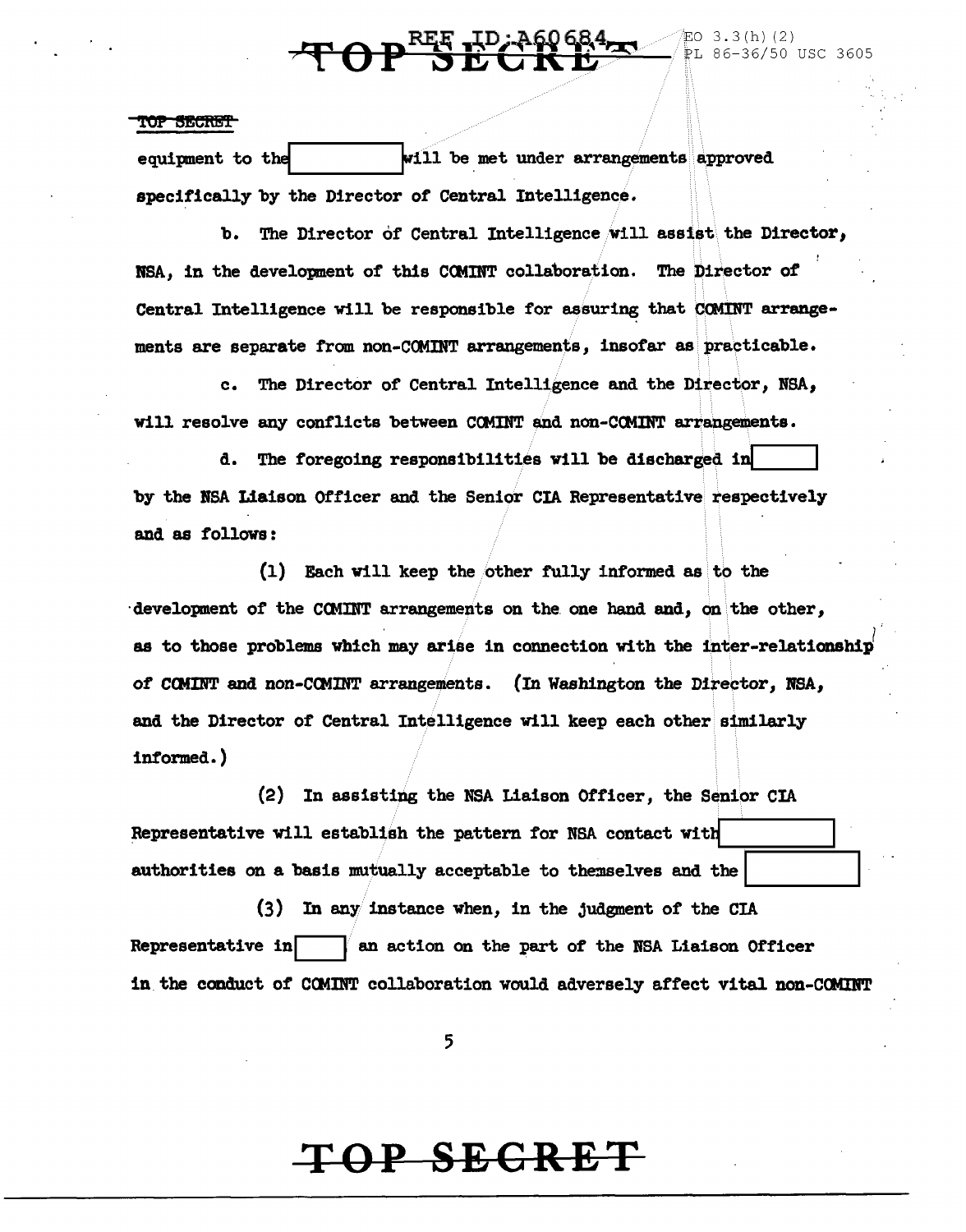TOP SECRET

equipment to the [REDACTED] will be met under arrangements approved specifically by the Director of Central Intelligence.

b. The Director of Central Intelligence will assist the Director, NSA, in the development of this COMINT collaboration. The Director of Central Intelligence will be responsible for assuring that COMINT arrangements are separate from non-COMINT arrangements, insofar as practicable.

c. The Director of Central Intelligence and the Director, NSA, will resolve any conflicts between COMINT and non-COMINT arrangements.

d. The foregoing responsibilities will be discharged in [REDACTED] by the NSA Liaison Officer and the Senior CIA Representative respectively and as follows:

(1) Each will keep the other fully informed as to the development of the COMINT arrangements on the one hand and, on the other, as to those problems which may arise in connection with the inter-relationship of COMINT and non-COMINT arrangements. (In Washington the Director, NSA, and the Director of Central Intelligence will keep each other similarly informed.)

(2) In assisting the NSA Liaison Officer, the Senior CIA Representative will establish the pattern for NSA contact with [REDACTED] authorities on a basis mutually acceptable to themselves and the [REDACTED]

(3) In any instance when, in the judgment of the CIA Representative in [REDACTED] an action on the part of the NSA Liaison Officer in the conduct of COMINT collaboration would adversely affect vital non-COMINT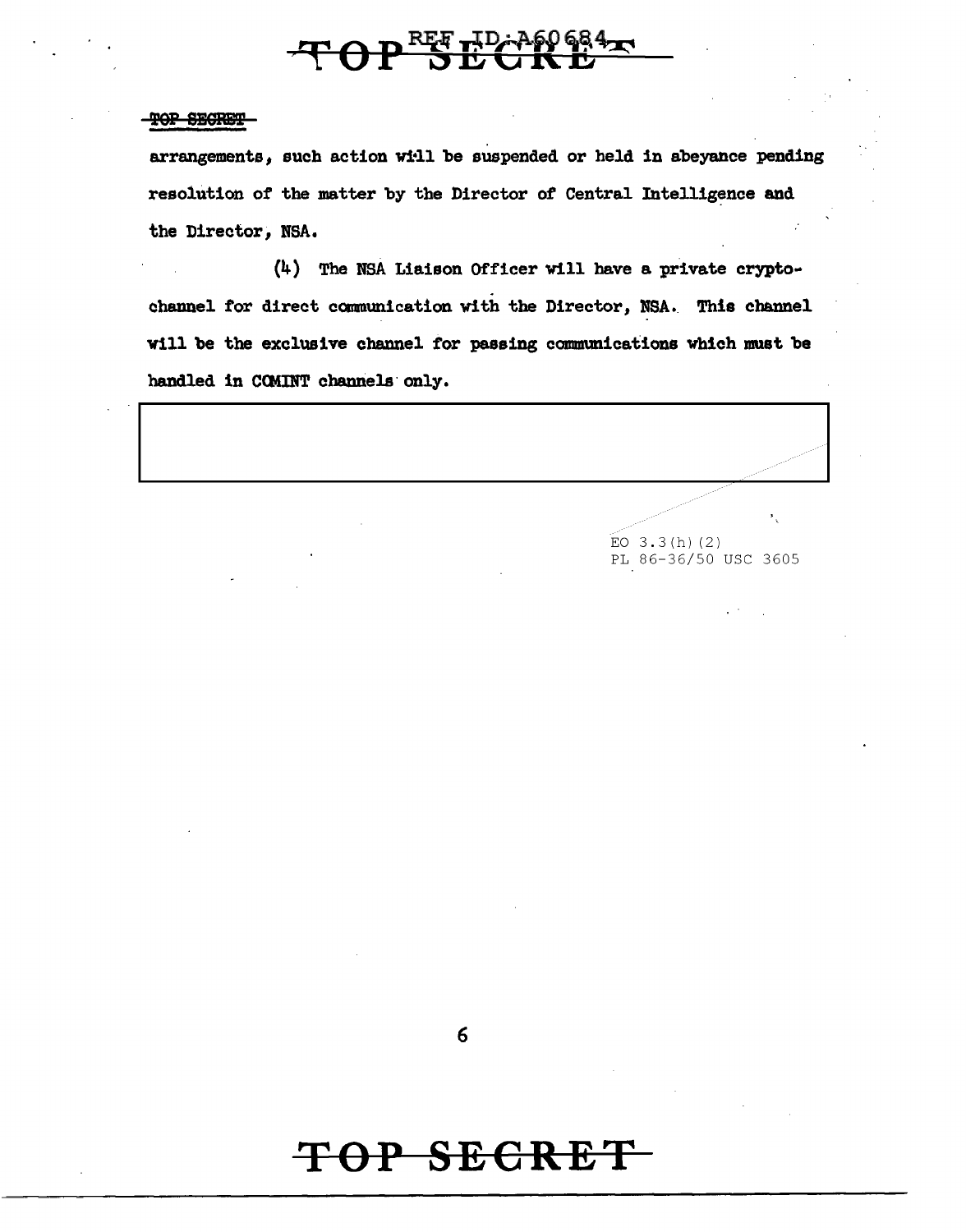arrangements, such action will be suspended or held in abeyance pending resolution of the matter by the Director of Central Intelligence and the Director, NSA.

(4) The NSA Liaison Officer will have a private crypto-channel for direct communication with the Director, NSA. This channel will be the exclusive channel for passing communications which must be handled in COMINT channels only.

EO 3.3(h)(2)
PL 86-36/50 USC 3605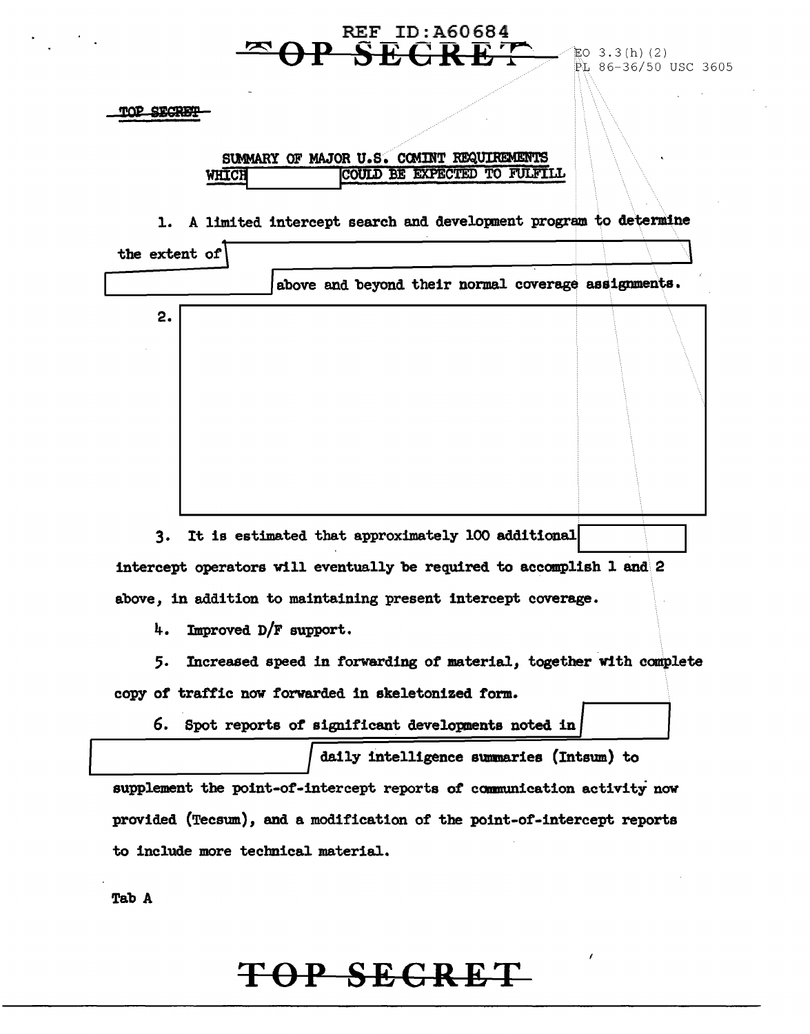REF ID:A60684

~~TOP SECRET~~

EO 3.3(h)(2)
PL 86-36/50 USC 3605

~~TOP SECRET~~

SUMMARY OF MAJOR U.S. COMINT REQUIREMENTS WHICH [REDACTED] COULD BE EXPECTED TO FULFILL

1. A limited intercept search and development program to determine the extent of [REDACTED] [REDACTED] above and beyond their normal coverage assignments.

2. [REDACTED]

3. It is estimated that approximately 100 additional [REDACTED] intercept operators will eventually be required to accomplish 1 and 2 above, in addition to maintaining present intercept coverage.

4. Improved D/F support.

5. Increased speed in forwarding of material, together with complete copy of traffic now forwarded in skeletonized form.

6. Spot reports of significant developments noted in [REDACTED] [REDACTED] daily intelligence summaries (Intsum) to supplement the point-of-intercept reports of communication activity now provided (Tecsum), and a modification of the point-of-intercept reports to include more technical material.

Tab A

~~TOP SECRET~~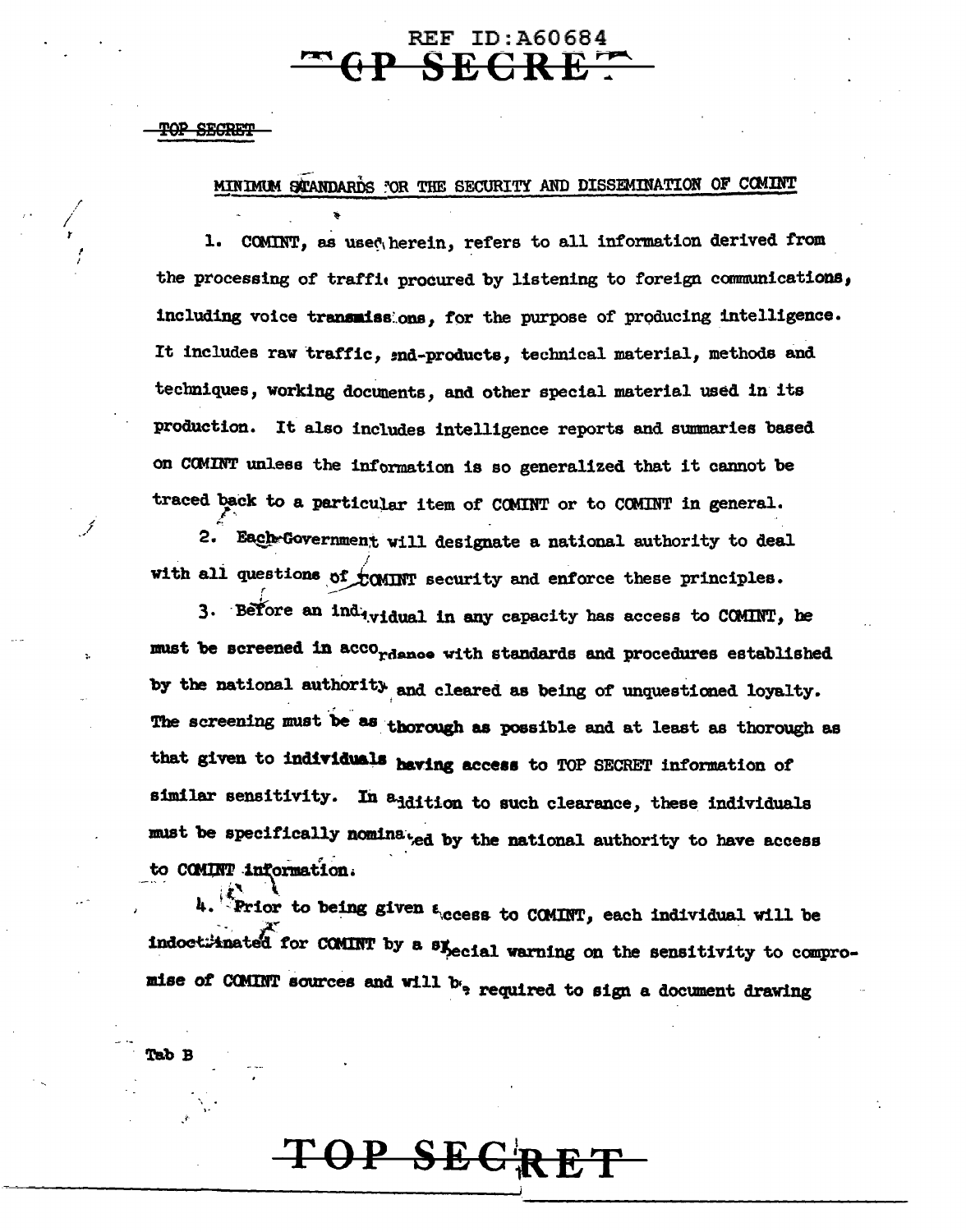TOP SECRET

MINIMUM STANDARDS FOR THE SECURITY AND DISSEMINATION OF COMINT

1. COMINT, as used herein, refers to all information derived from the processing of traffic procured by listening to foreign communications, including voice transmissions, for the purpose of producing intelligence. It includes raw traffic, end-products, technical material, methods and techniques, working documents, and other special material used in its production. It also includes intelligence reports and summaries based on COMINT unless the information is so generalized that it cannot be traced back to a particular item of COMINT or to COMINT in general.

2. Each Government will designate a national authority to deal with all questions of COMINT security and enforce these principles.

3. Before an individual in any capacity has access to COMINT, he must be screened in accordance with standards and procedures established by the national authority and cleared as being of unquestioned loyalty. The screening must be as thorough as possible and at least as thorough as that given to individuals having access to TOP SECRET information of similar sensitivity. In addition to such clearance, these individuals must be specifically nominated by the national authority to have access to COMINT information.

4. Prior to being given access to COMINT, each individual will be indoctrinated for COMINT by a special warning on the sensitivity to compromise of COMINT sources and will be required to sign a document drawing

Tab B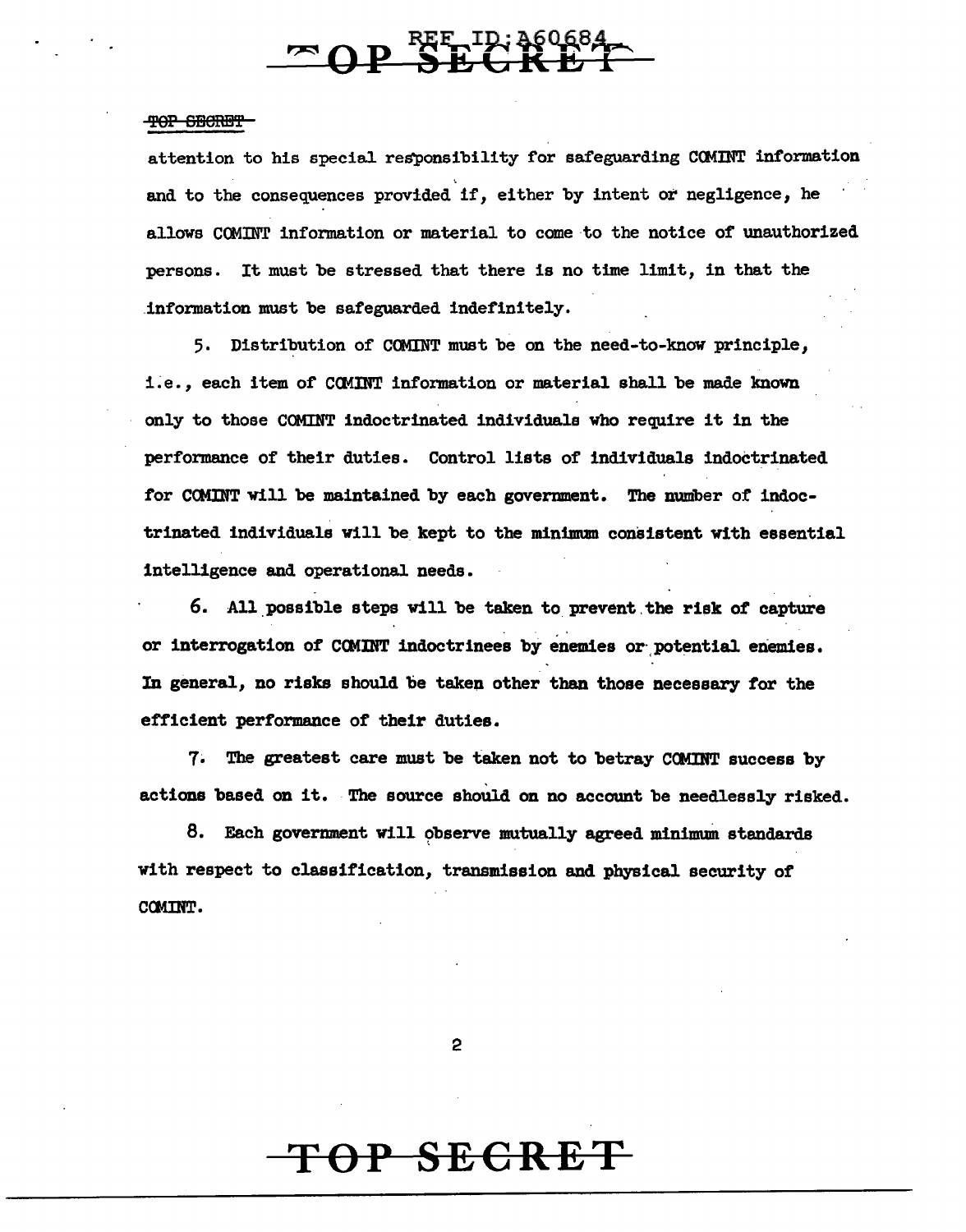attention to his special responsibility for safeguarding COMINT information and to the consequences provided if, either by intent or negligence, he allows COMINT information or material to come to the notice of unauthorized persons. It must be stressed that there is no time limit, in that the information must be safeguarded indefinitely.

5. Distribution of COMINT must be on the need-to-know principle, i.e., each item of COMINT information or material shall be made known only to those COMINT indoctrinated individuals who require it in the performance of their duties. Control lists of individuals indoctrinated for COMINT will be maintained by each government. The number of indoctrinated individuals will be kept to the minimum consistent with essential intelligence and operational needs.

6. All possible steps will be taken to prevent the risk of capture or interrogation of COMINT indoctrinees by enemies or potential enemies. In general, no risks should be taken other than those necessary for the efficient performance of their duties.

7. The greatest care must be taken not to betray COMINT success by actions based on it. The source should on no account be needlessly risked.

8. Each government will observe mutually agreed minimum standards with respect to classification, transmission and physical security of COMINT.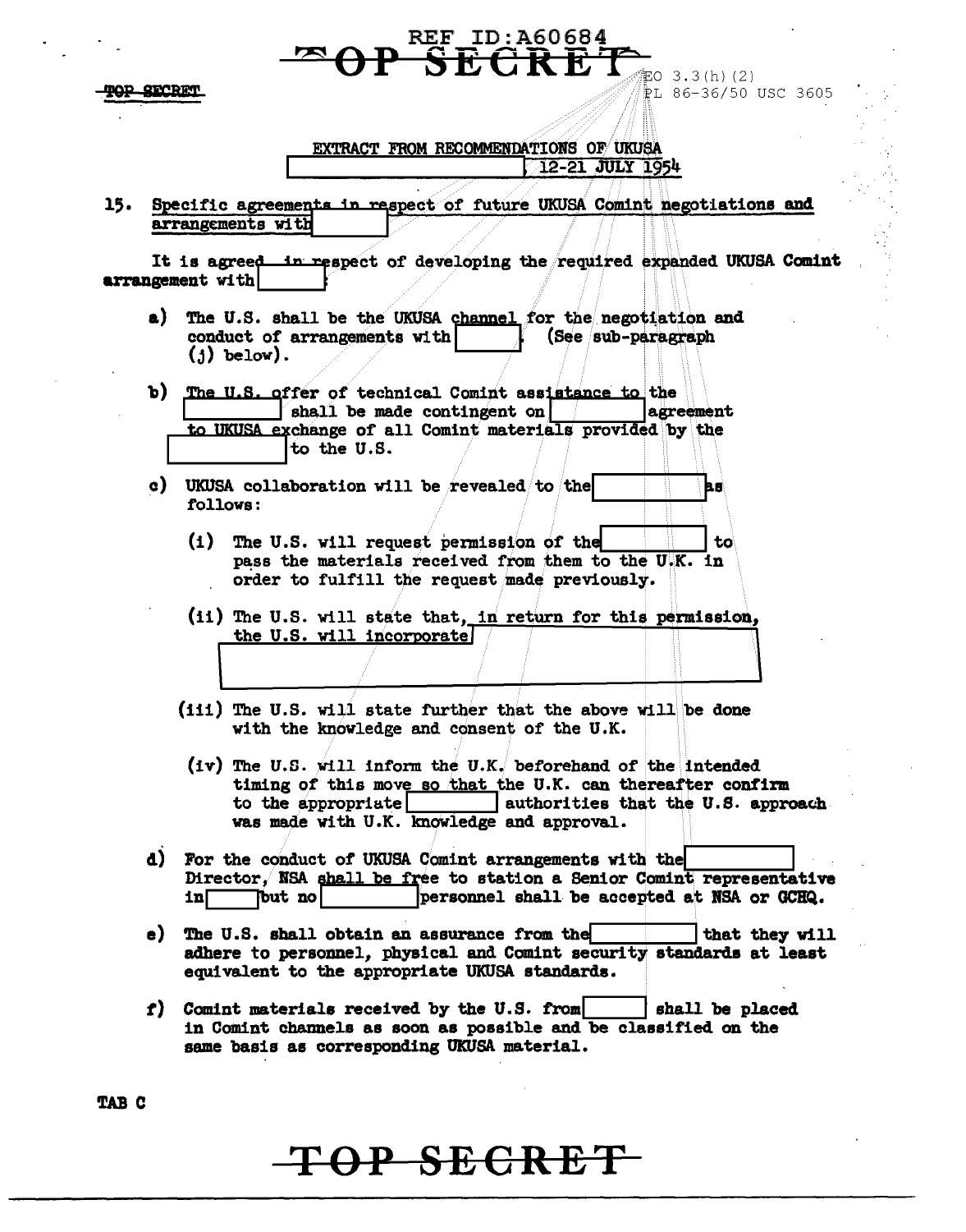REF ID:A60684

TOP SECRET

EO 3.3(h)(2)
PL 86-36/50 USC 3605

TOP SECRET

EXTRACT FROM RECOMMENDATIONS OF UKUSA [redacted] 12-21 JULY 1954

15. Specific agreements in respect of future UKUSA Comint negotiations and arrangements with [redacted]

It is agreed in respect of developing the required expanded UKUSA Comint arrangement with [redacted]:

a) The U.S. shall be the UKUSA channel for the negotiation and conduct of arrangements with [redacted]. (See sub-paragraph (j) below).

b) The U.S. offer of technical Comint assistance to the [redacted] shall be made contingent on [redacted] agreement to UKUSA exchange of all Comint materials provided by the [redacted] to the U.S.

c) UKUSA collaboration will be revealed to the [redacted] as follows:

   (i) The U.S. will request permission of the [redacted] to pass the materials received from them to the U.K. in order to fulfill the request made previously.

   (ii) The U.S. will state that, in return for this permission, the U.S. will incorporate [redacted]

   (iii) The U.S. will state further that the above will be done with the knowledge and consent of the U.K.

   (iv) The U.S. will inform the U.K. beforehand of the intended timing of this move so that the U.K. can thereafter confirm to the appropriate [redacted] authorities that the U.S. approach was made with U.K. knowledge and approval.

d) For the conduct of UKUSA Comint arrangements with the [redacted] Director, NSA shall be free to station a Senior Comint representative in [redacted] but no [redacted] personnel shall be accepted at NSA or GCHQ.

e) The U.S. shall obtain an assurance from the [redacted] that they will adhere to personnel, physical and Comint security standards at least equivalent to the appropriate UKUSA standards.

f) Comint materials received by the U.S. from [redacted] shall be placed in Comint channels as soon as possible and be classified on the same basis as corresponding UKUSA material.

TAB C

TOP SECRET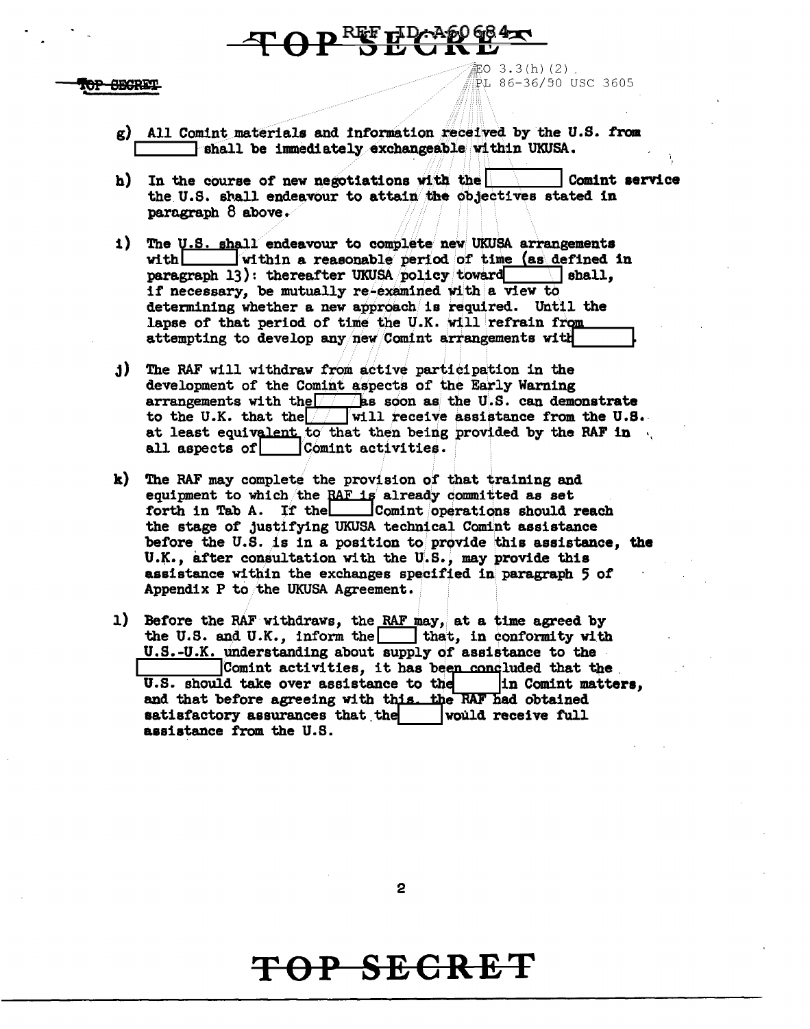g) All Comint materials and information received by the U.S. from [ ] shall be immediately exchangeable within UKUSA.

h) In the course of new negotiations with the [ ] Comint service the U.S. shall endeavour to attain the objectives stated in paragraph 8 above.

i) The U.S. shall endeavour to complete new UKUSA arrangements with [ ] within a reasonable period of time (as defined in paragraph 13): thereafter UKUSA policy toward [ ] shall, if necessary, be mutually re-examined with a view to determining whether a new approach is required. Until the lapse of that period of time the U.K. will refrain from attempting to develop any new Comint arrangements with [ ].

j) The RAF will withdraw from active participation in the development of the Comint aspects of the Early Warning arrangements with the [ ] as soon as the U.S. can demonstrate to the U.K. that the [ ] will receive assistance from the U.S. at least equivalent to that then being provided by the RAF in all aspects of [ ] Comint activities.

k) The RAF may complete the provision of that training and equipment to which the RAF is already committed as set forth in Tab A. If the [ ] Comint operations should reach the stage of justifying UKUSA technical Comint assistance before the U.S. is in a position to provide this assistance, the U.K., after consultation with the U.S., may provide this assistance within the exchanges specified in paragraph 5 of Appendix P to the UKUSA Agreement.

l) Before the RAF withdraws, the RAF may, at a time agreed by the U.S. and U.K., inform the [ ] that, in conformity with U.S.-U.K. understanding about supply of assistance to the [ ] Comint activities, it has been concluded that the U.S. should take over assistance to the [ ] in Comint matters, and that before agreeing with this the RAF had obtained satisfactory assurances that the [ ] would receive full assistance from the U.S.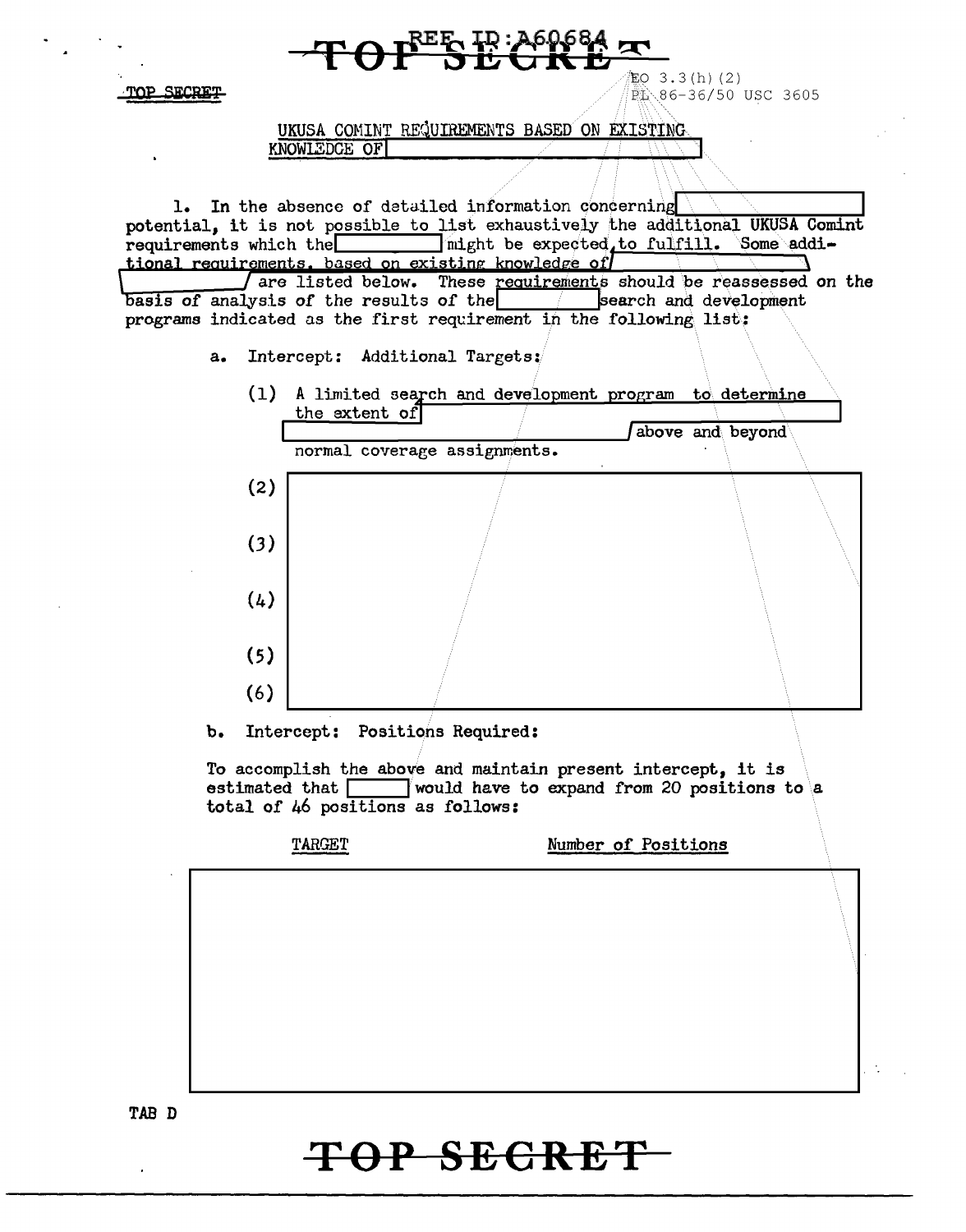TOP SECRET

EO 3.3(h)(2)
PL 86-36/50 USC 3605

UKUSA COMINT REQUIREMENTS BASED ON EXISTING KNOWLEDGE OF [REDACTED]

1. In the absence of detailed information concerning [REDACTED] potential, it is not possible to list exhaustively the additional UKUSA Comint requirements which the [REDACTED] might be expected to fulfill. Some additional requirements, based on existing knowledge of [REDACTED] are listed below. These requirements should be reassessed on the basis of analysis of the results of the [REDACTED] search and development programs indicated as the first requirement in the following list:

a. Intercept: Additional Targets:

(1) A limited search and development program to determine the extent of [REDACTED] above and beyond normal coverage assignments.

(2) [REDACTED]

(3) [REDACTED]

(4) [REDACTED]

(5) [REDACTED]

(6) [REDACTED]

b. Intercept: Positions Required:

To accomplish the above and maintain present intercept, it is estimated that [REDACTED] would have to expand from 20 positions to a total of 46 positions as follows:

| TARGET | Number of Positions |
|---|---|
| [REDACTED] | [REDACTED] |

TAB D

TOP SECRET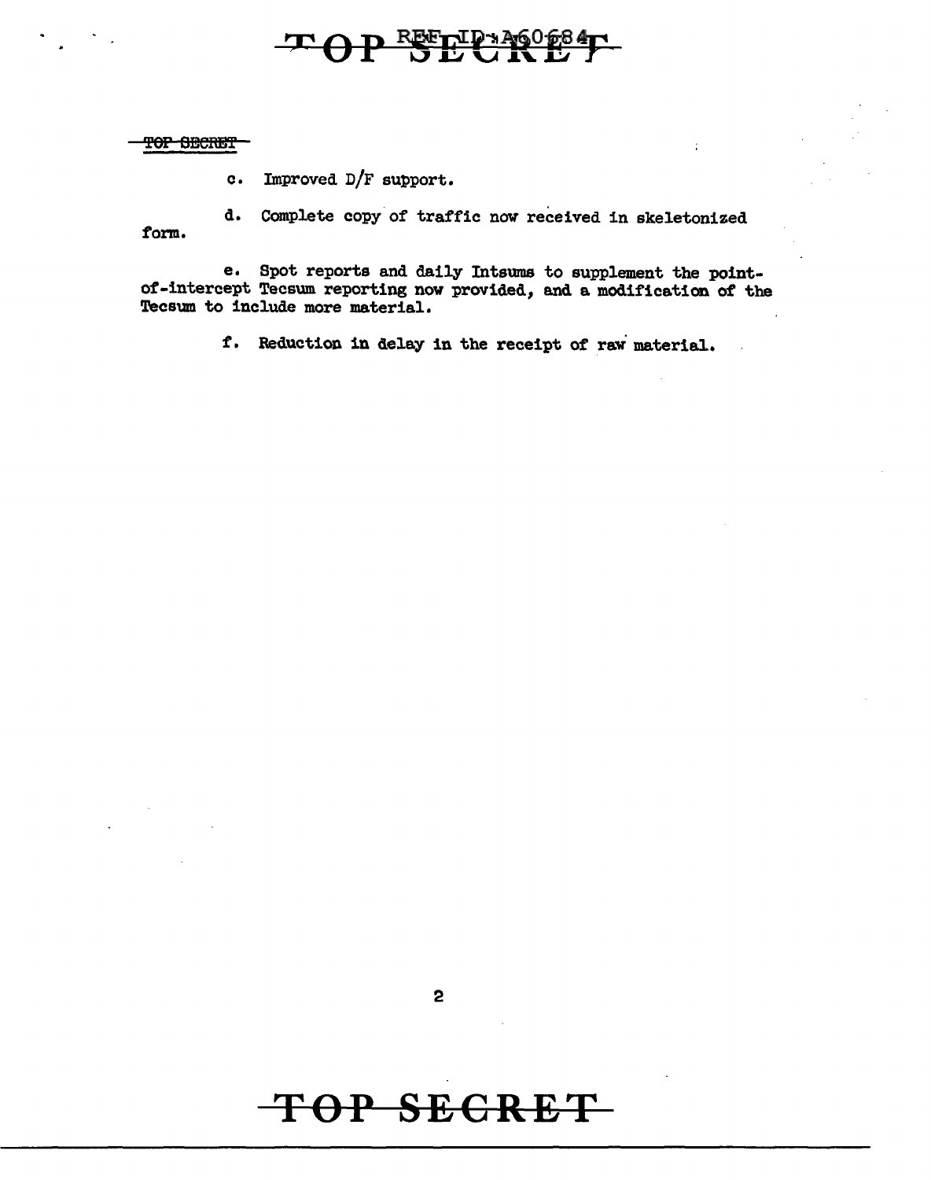c. Improved D/F support.

d. Complete copy of traffic now received in skeletonized form.

e. Spot reports and daily Intsums to supplement the point-of-intercept Tecsum reporting now provided, and a modification of the Tecsum to include more material.

f. Reduction in delay in the receipt of raw material.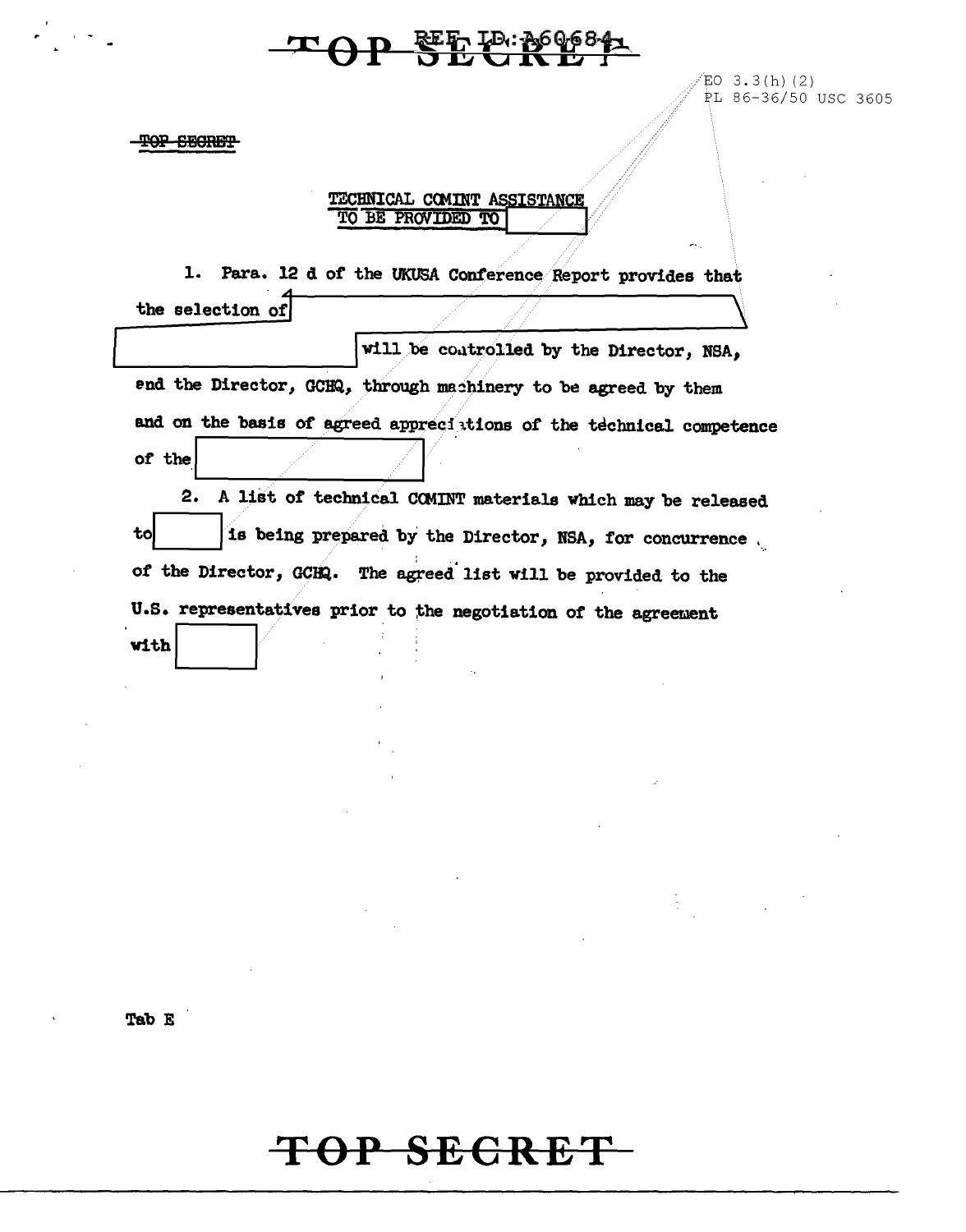TOP SECRET

EO 3.3(h)(2)
PL 86-36/50 USC 3605

TOP SECRET

TECHNICAL COMINT ASSISTANCE
TO BE PROVIDED TO [redacted]

1. Para. 12 d of the UKUSA Conference Report provides that the selection of [redacted] will be controlled by the Director, NSA, and the Director, GCHQ, through machinery to be agreed by them and on the basis of agreed appreciations of the technical competence of the [redacted]

2. A list of technical COMINT materials which may be released to [redacted] is being prepared by the Director, NSA, for concurrence of the Director, GCHQ. The agreed list will be provided to the U.S. representatives prior to the negotiation of the agreement with [redacted]

Tab E

TOP SECRET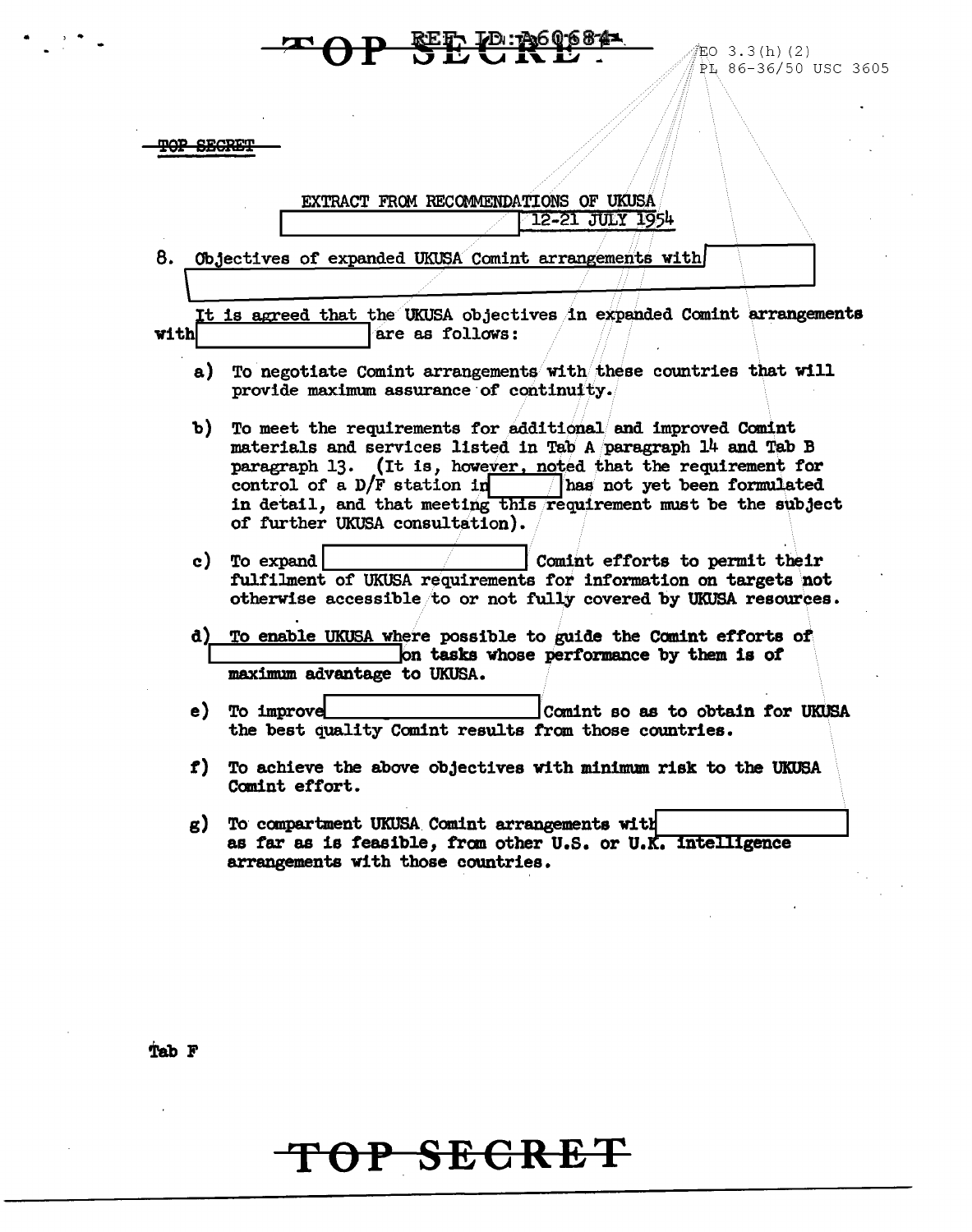TOP SECRET

EXTRACT FROM RECOMMENDATIONS OF UKUSA
[redacted] 12-21 JULY 1954

8. Objectives of expanded UKUSA Comint arrangements with [redacted]

It is agreed that the UKUSA objectives in expanded Comint arrangements with [redacted] are as follows:

a) To negotiate Comint arrangements with these countries that will provide maximum assurance of continuity.

b) To meet the requirements for additional and improved Comint materials and services listed in Tab A paragraph 14 and Tab B paragraph 13. (It is, however, noted that the requirement for control of a D/F station in [redacted] has not yet been formulated in detail, and that meeting this requirement must be the subject of further UKUSA consultation).

c) To expand [redacted] Comint efforts to permit their fulfilment of UKUSA requirements for information on targets not otherwise accessible to or not fully covered by UKUSA resources.

d) To enable UKUSA where possible to guide the Comint efforts of [redacted] on tasks whose performance by them is of maximum advantage to UKUSA.

e) To improve [redacted] Comint so as to obtain for UKUSA the best quality Comint results from those countries.

f) To achieve the above objectives with minimum risk to the UKUSA Comint effort.

g) To compartment UKUSA Comint arrangements with [redacted] as far as is feasible, from other U.S. or U.K. intelligence arrangements with those countries.

Tab F

TOP SECRET